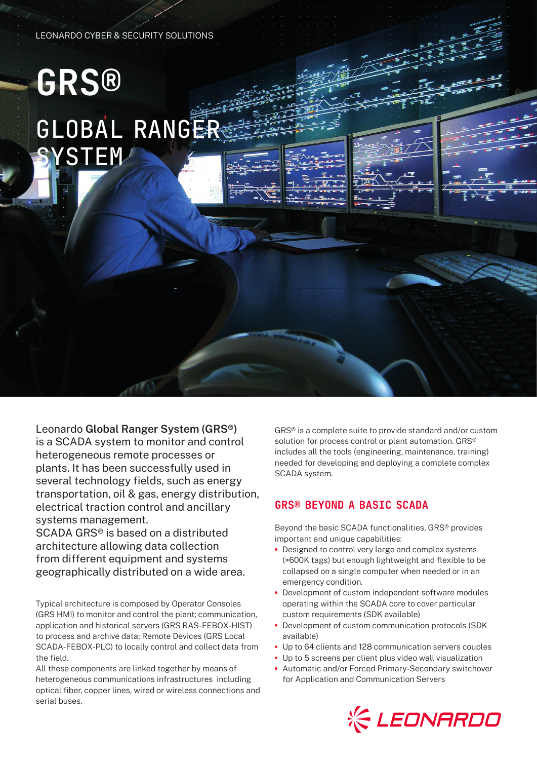LEONARDO CYBER & SECURITY SOLUTIONS

# GRS®

## GLOBAL RANGER SYSTEM

Leonardo **Global Ranger System (GRS®)** is a SCADA system to monitor and control heterogeneous remote processes or plants. It has been successfully used in several technology fields, such as energy transportation, oil & gas, energy distribution, electrical traction control and ancillary systems management.
SCADA GRS® is based on a distributed architecture allowing data collection from different equipment and systems geographically distributed on a wide area.

Typical architecture is composed by Operator Consoles (GRS HMI) to monitor and control the plant; communication, application and historical servers (GRS RAS-FEBOX-HIST) to process and archive data; Remote Devices (GRS Local SCADA-FEBOX-PLC) to locally control and collect data from the field.
All these components are linked together by means of heterogeneous communications infrastructures including optical fiber, copper lines, wired or wireless connections and serial buses.

GRS® is a complete suite to provide standard and/or custom solution for process control or plant automation. GRS® includes all the tools (engineering, maintenance, training) needed for developing and deploying a complete complex SCADA system.

### GRS® BEYOND A BASIC SCADA

Beyond the basic SCADA functionalities, GRS® provides important and unique capabilities:

- Designed to control very large and complex systems (>600K tags) but enough lightweight and flexible to be collapsed on a single computer when needed or in an emergency condition.
- Development of custom independent software modules operating within the SCADA core to cover particular custom requirements (SDK available)
- Development of custom communication protocols (SDK available)
- Up to 64 clients and 128 communication servers couples
- Up to 5 screens per client plus video wall visualization
- Automatic and/or Forced Primary-Secondary switchover for Application and Communication Servers

LEONARDO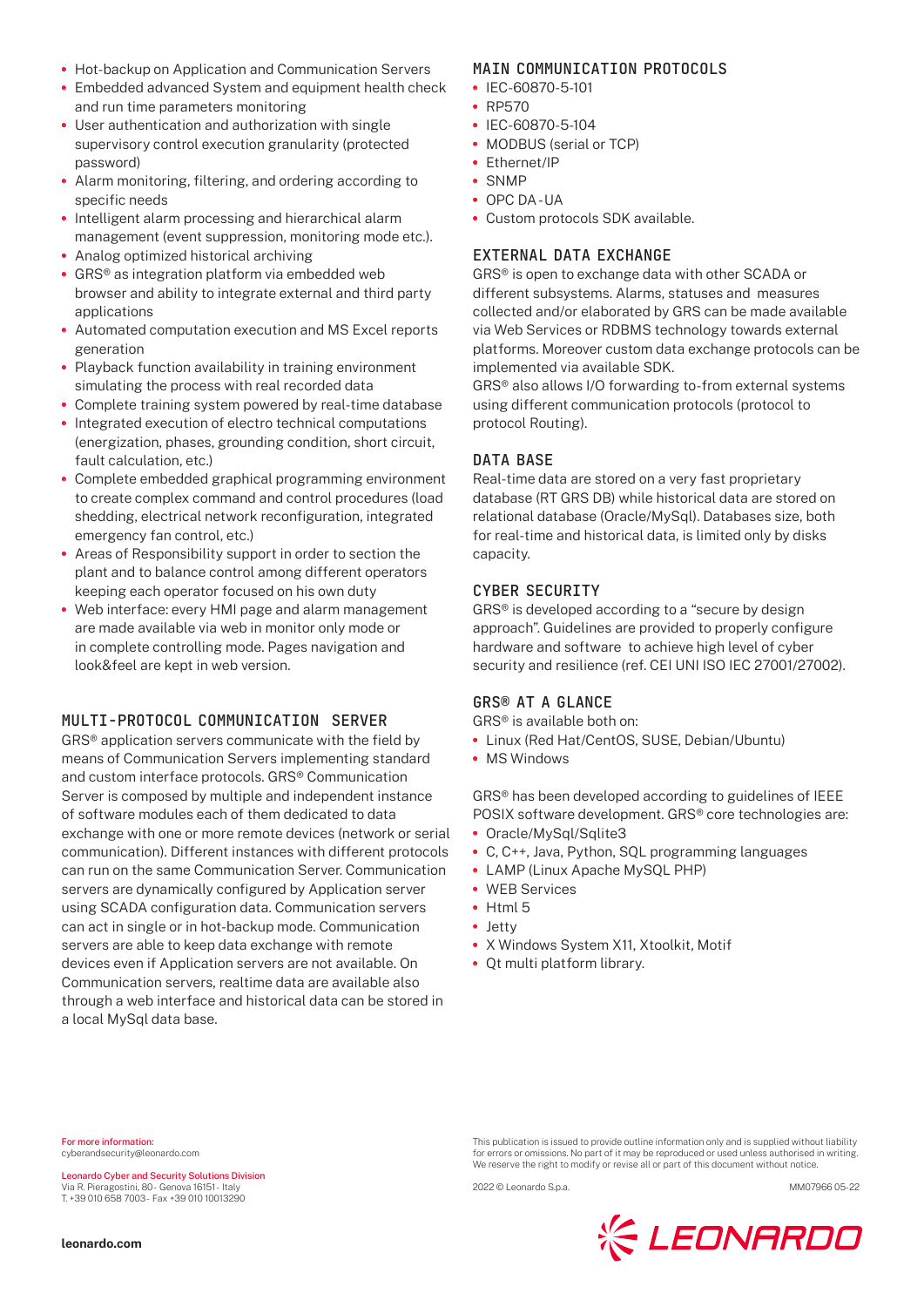- Hot-backup on Application and Communication Servers
- Embedded advanced System and equipment health check and run time parameters monitoring
- User authentication and authorization with single supervisory control execution granularity (protected password)
- Alarm monitoring, filtering, and ordering according to specific needs
- Intelligent alarm processing and hierarchical alarm management (event suppression, monitoring mode etc.).
- Analog optimized historical archiving
- GRS® as integration platform via embedded web browser and ability to integrate external and third party applications
- Automated computation execution and MS Excel reports generation
- Playback function availability in training environment simulating the process with real recorded data
- Complete training system powered by real-time database
- Integrated execution of electro technical computations (energization, phases, grounding condition, short circuit, fault calculation, etc.)
- Complete embedded graphical programming environment to create complex command and control procedures (load shedding, electrical network reconfiguration, integrated emergency fan control, etc.)
- Areas of Responsibility support in order to section the plant and to balance control among different operators keeping each operator focused on his own duty
- Web interface: every HMI page and alarm management are made available via web in monitor only mode or in complete controlling mode. Pages navigation and look&feel are kept in web version.

## MULTI-PROTOCOL COMMUNICATION SERVER

GRS® application servers communicate with the field by means of Communication Servers implementing standard and custom interface protocols. GRS® Communication Server is composed by multiple and independent instance of software modules each of them dedicated to data exchange with one or more remote devices (network or serial communication). Different instances with different protocols can run on the same Communication Server. Communication servers are dynamically configured by Application server using SCADA configuration data. Communication servers can act in single or in hot-backup mode. Communication servers are able to keep data exchange with remote devices even if Application servers are not available. On Communication servers, realtime data are available also through a web interface and historical data can be stored in a local MySql data base.

## MAIN COMMUNICATION PROTOCOLS

- IEC-60870-5-101
- RP570
- IEC-60870-5-104
- MODBUS (serial or TCP)
- Ethernet/IP
- SNMP
- OPC DA-UA
- Custom protocols SDK available.

## EXTERNAL DATA EXCHANGE

GRS® is open to exchange data with other SCADA or different subsystems. Alarms, statuses and measures collected and/or elaborated by GRS can be made available via Web Services or RDBMS technology towards external platforms. Moreover custom data exchange protocols can be implemented via available SDK.

GRS® also allows I/O forwarding to-from external systems using different communication protocols (protocol to protocol Routing).

## DATA BASE

Real-time data are stored on a very fast proprietary database (RT GRS DB) while historical data are stored on relational database (Oracle/MySql). Databases size, both for real-time and historical data, is limited only by disks capacity.

## CYBER SECURITY

GRS® is developed according to a "secure by design approach". Guidelines are provided to properly configure hardware and software to achieve high level of cyber security and resilience (ref. CEI UNI ISO IEC 27001/27002).

## GRS® AT A GLANCE

GRS® is available both on:

- Linux (Red Hat/CentOS, SUSE, Debian/Ubuntu)
- MS Windows

GRS® has been developed according to guidelines of IEEE POSIX software development. GRS® core technologies are:

- Oracle/MySql/Sqlite3
- C, C++, Java, Python, SQL programming languages
- LAMP (Linux Apache MySQL PHP)
- WEB Services
- Html 5
- Jetty
- X Windows System X11, Xtoolkit, Motif
- Qt multi platform library.

**For more information:**
cyberandsecurity@leonardo.com

**Leonardo Cyber and Security Solutions Division**
Via R. Pieragostini, 80 - Genova 16151 - Italy
T. +39 010 658 7003 - Fax +39 010 10013290

**leonardo.com**

This publication is issued to provide outline information only and is supplied without liability for errors or omissions. No part of it may be reproduced or used unless authorised in writing. We reserve the right to modify or revise all or part of this document without notice.

2022 © Leonardo S.p.a.

MM07966 05-22

LEONARDO